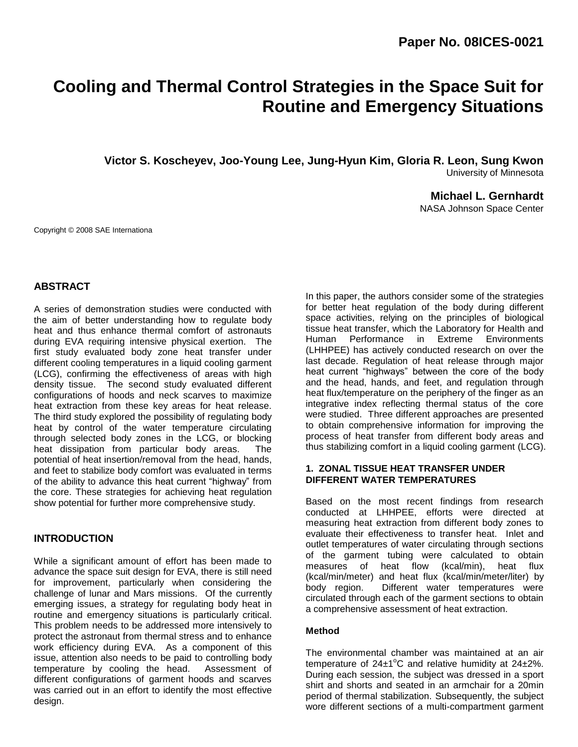Paper No. 08ICES-0021

# Cooling and Thermal Control Strategies in the Space Suit for Routine and Emergency Situations

**Victor S. Koscheyev, Joo-Young Lee, Jung-Hyun Kim, Gloria R. Leon, Sung Kwon**
University of Minnesota

**Michael L. Gernhardt**
NASA Johnson Space Center

Copyright © 2008 SAE Internationa

## ABSTRACT

A series of demonstration studies were conducted with the aim of better understanding how to regulate body heat and thus enhance thermal comfort of astronauts during EVA requiring intensive physical exertion. The first study evaluated body zone heat transfer under different cooling temperatures in a liquid cooling garment (LCG), confirming the effectiveness of areas with high density tissue. The second study evaluated different configurations of hoods and neck scarves to maximize heat extraction from these key areas for heat release. The third study explored the possibility of regulating body heat by control of the water temperature circulating through selected body zones in the LCG, or blocking heat dissipation from particular body areas. The potential of heat insertion/removal from the head, hands, and feet to stabilize body comfort was evaluated in terms of the ability to advance this heat current "highway" from the core. These strategies for achieving heat regulation show potential for further more comprehensive study.

## INTRODUCTION

While a significant amount of effort has been made to advance the space suit design for EVA, there is still need for improvement, particularly when considering the challenge of lunar and Mars missions. Of the currently emerging issues, a strategy for regulating body heat in routine and emergency situations is particularly critical. This problem needs to be addressed more intensively to protect the astronaut from thermal stress and to enhance work efficiency during EVA. As a component of this issue, attention also needs to be paid to controlling body temperature by cooling the head. Assessment of different configurations of garment hoods and scarves was carried out in an effort to identify the most effective design.

In this paper, the authors consider some of the strategies for better heat regulation of the body during different space activities, relying on the principles of biological tissue heat transfer, which the Laboratory for Health and Human Performance in Extreme Environments (LHHPEE) has actively conducted research on over the last decade. Regulation of heat release through major heat current "highways" between the core of the body and the head, hands, and feet, and regulation through heat flux/temperature on the periphery of the finger as an integrative index reflecting thermal status of the core were studied. Three different approaches are presented to obtain comprehensive information for improving the process of heat transfer from different body areas and thus stabilizing comfort in a liquid cooling garment (LCG).

### 1. ZONAL TISSUE HEAT TRANSFER UNDER DIFFERENT WATER TEMPERATURES

Based on the most recent findings from research conducted at LHHPEE, efforts were directed at measuring heat extraction from different body zones to evaluate their effectiveness to transfer heat. Inlet and outlet temperatures of water circulating through sections of the garment tubing were calculated to obtain measures of heat flow (kcal/min), heat flux (kcal/min/meter) and heat flux (kcal/min/meter/liter) by body region. Different water temperatures were circulated through each of the garment sections to obtain a comprehensive assessment of heat extraction.

#### Method

The environmental chamber was maintained at an air temperature of 24±1$^{o}$C and relative humidity at 24±2%. During each session, the subject was dressed in a sport shirt and shorts and seated in an armchair for a 20min period of thermal stabilization. Subsequently, the subject wore different sections of a multi-compartment garment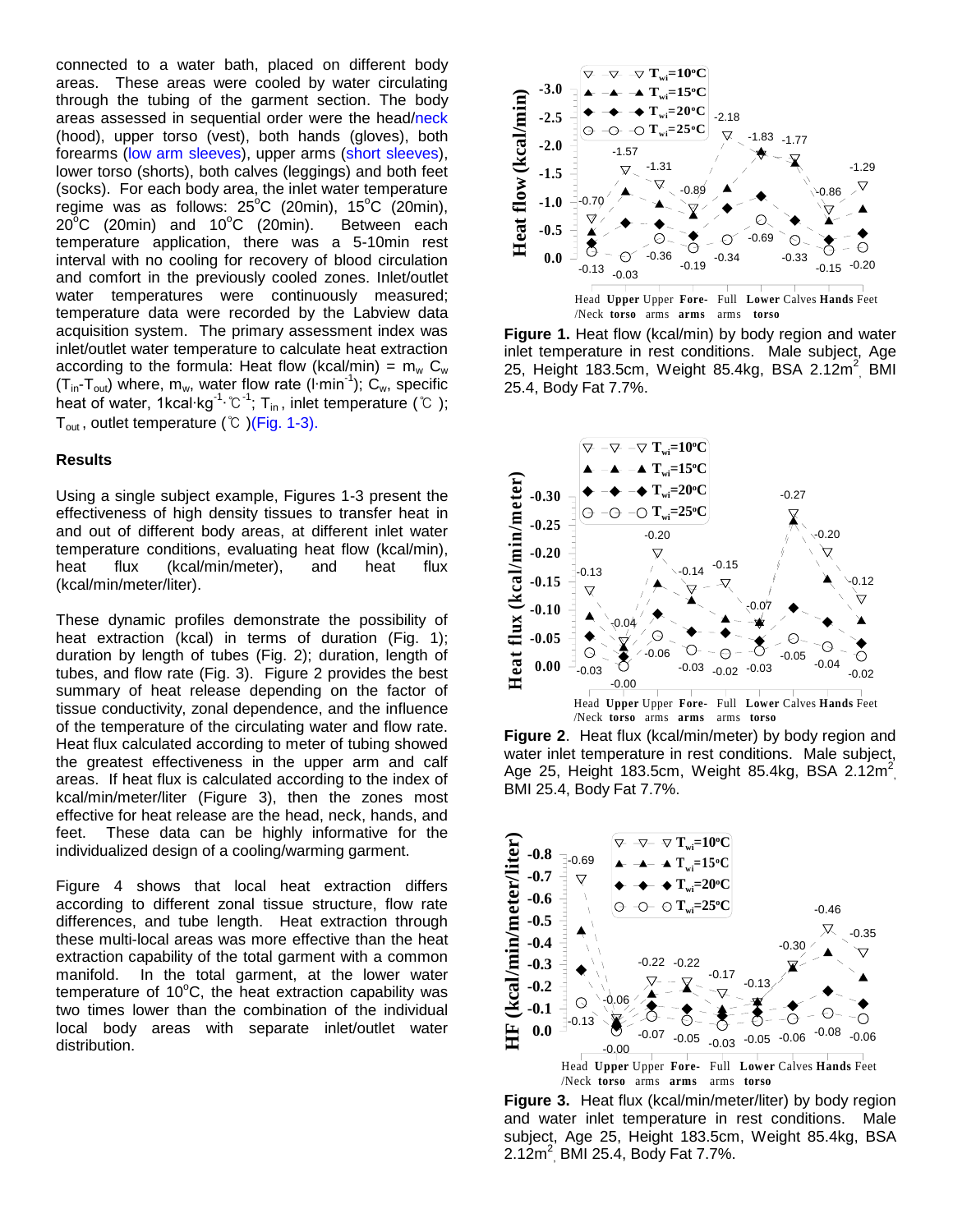connected to a water bath, placed on different body areas. These areas were cooled by water circulating through the tubing of the garment section. The body areas assessed in sequential order were the head/neck (hood), upper torso (vest), both hands (gloves), both forearms (low arm sleeves), upper arms (short sleeves), lower torso (shorts), both calves (leggings) and both feet (socks). For each body area, the inlet water temperature regime was as follows: 25°C (20min), 15°C (20min), 20°C (20min) and 10°C (20min). Between each temperature application, there was a 5-10min rest interval with no cooling for recovery of blood circulation and comfort in the previously cooled zones. Inlet/outlet water temperatures were continuously measured; temperature data were recorded by the Labview data acquisition system. The primary assessment index was inlet/outlet water temperature to calculate heat extraction according to the formula: Heat flow (kcal/min) = $m_w$ $C_w$ ($T_{in}$-$T_{out}$) where, $m_w$, water flow rate (l·min$^{-1}$); $C_w$, specific heat of water, 1kcal·kg$^{-1}$·℃$^{-1}$; $T_{in}$, inlet temperature (℃); $T_{out}$, outlet temperature (℃)(Fig. 1-3).

## Results

Using a single subject example, Figures 1-3 present the effectiveness of high density tissues to transfer heat in and out of different body areas, at different inlet water temperature conditions, evaluating heat flow (kcal/min), heat flux (kcal/min/meter), and heat flux (kcal/min/meter/liter).

These dynamic profiles demonstrate the possibility of heat extraction (kcal) in terms of duration (Fig. 1); duration by length of tubes (Fig. 2); duration, length of tubes, and flow rate (Fig. 3). Figure 2 provides the best summary of heat release depending on the factor of tissue conductivity, zonal dependence, and the influence of the temperature of the circulating water and flow rate. Heat flux calculated according to meter of tubing showed the greatest effectiveness in the upper arm and calf areas. If heat flux is calculated according to the index of kcal/min/meter/liter (Figure 3), then the zones most effective for heat release are the head, neck, hands, and feet. These data can be highly informative for the individualized design of a cooling/warming garment.

Figure 4 shows that local heat extraction differs according to different zonal tissue structure, flow rate differences, and tube length. Heat extraction through these multi-local areas was more effective than the heat extraction capability of the total garment with a common manifold. In the total garment, at the lower water temperature of 10°C, the heat extraction capability was two times lower than the combination of the individual local body areas with separate inlet/outlet water distribution.

$T_{wi}$=10°C
$T_{wi}$=15°C
$T_{wi}$=20°C
$T_{wi}$=25°C

Heat flow (kcal/min)

-3.0
-2.5
-2.0
-1.5
-1.0
-0.5
0.0

-0.70 -1.57 -1.31 -0.89 -2.18 -1.83 -1.77 -0.86 -1.29
-0.13 -0.03 -0.36 -0.19 -0.34 -0.69 -0.33 -0.15 -0.20

Head /Neck, Upper torso, Upper arms, Fore-arms, Full arms, Lower torso, Calves, Hands, Feet

**Figure 1.** Heat flow (kcal/min) by body region and water inlet temperature in rest conditions. Male subject, Age 25, Height 183.5cm, Weight 85.4kg, BSA 2.12m$^2$, BMI 25.4, Body Fat 7.7%.

$T_{wi}$=10°C
$T_{wi}$=15°C
$T_{wi}$=20°C
$T_{wi}$=25°C

Heat flux (kcal/min/meter)

-0.30
-0.25
-0.20
-0.15
-0.10
-0.05
0.00

-0.13 -0.04 -0.20 -0.14 -0.15 -0.07 -0.27 -0.20 -0.12
-0.03 -0.00 -0.06 -0.03 -0.02 -0.03 -0.05 -0.04 -0.02

Head /Neck, Upper torso, Upper arms, Fore-arms, Full arms, Lower torso, Calves, Hands, Feet

**Figure 2**. Heat flux (kcal/min/meter) by body region and water inlet temperature in rest conditions. Male subject, Age 25, Height 183.5cm, Weight 85.4kg, BSA 2.12m$^2$, BMI 25.4, Body Fat 7.7%.

$T_{wi}$=10°C
$T_{wi}$=15°C
$T_{wi}$=20°C
$T_{wi}$=25°C

HF (kcal/min/meter/liter)

-0.8
-0.7
-0.6
-0.5
-0.4
-0.3
-0.2
-0.1
0.0

-0.69 -0.06 -0.22 -0.22 -0.17 -0.13 -0.30 -0.46 -0.35
-0.13 -0.00 -0.07 -0.05 -0.03 -0.05 -0.06 -0.08 -0.06

Head /Neck, Upper torso, Upper arms, Fore-arms, Full arms, Lower torso, Calves, Hands, Feet

**Figure 3.** Heat flux (kcal/min/meter/liter) by body region and water inlet temperature in rest conditions. Male subject, Age 25, Height 183.5cm, Weight 85.4kg, BSA 2.12m$^2$, BMI 25.4, Body Fat 7.7%.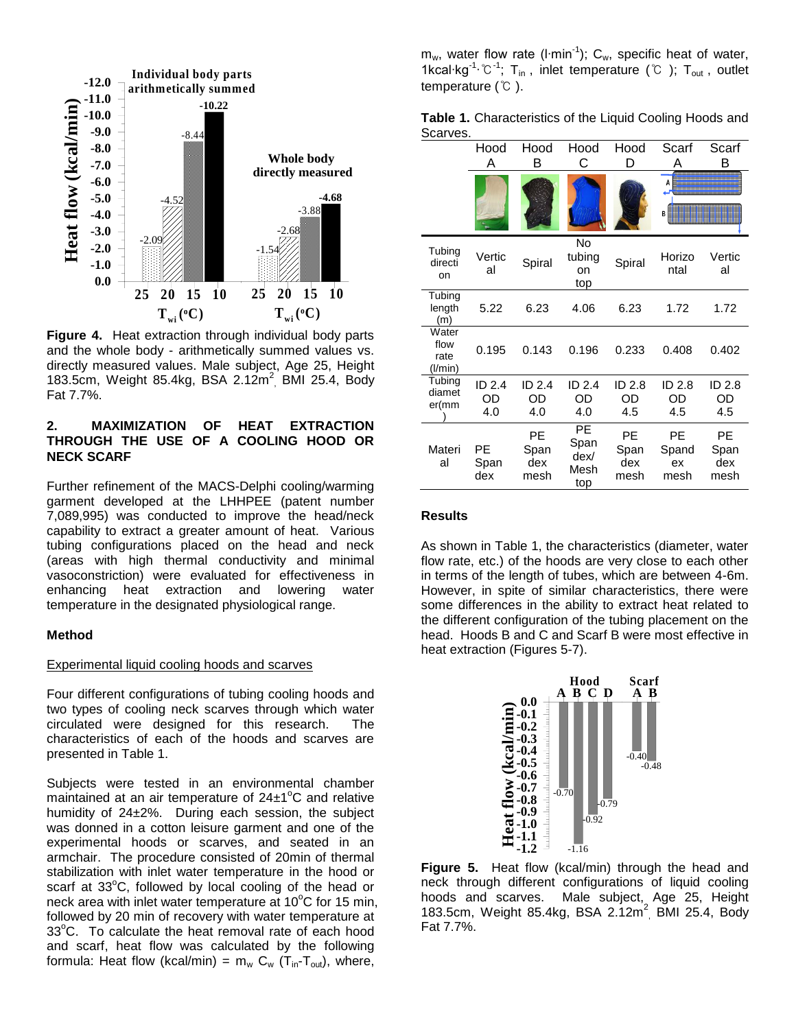Individual body parts arithmetically summed

Whole body directly measured

Heat flow (kcal/min)

-12.0
-11.0
-10.0
-9.0
-8.0
-7.0
-6.0
-5.0
-4.0
-3.0
-2.0
-1.0
0.0

-2.09
-4.52
-8.44
-10.22
-1.54
-2.68
-3.88
-4.68

25 20 15 10
$T_{wi}$ (°C)

25 20 15 10
$T_{wi}$ (°C)

**Figure 4.** Heat extraction through individual body parts and the whole body - arithmetically summed values vs. directly measured values. Male subject, Age 25, Height 183.5cm, Weight 85.4kg, BSA 2.12m$^2$, BMI 25.4, Body Fat 7.7%.

## 2. MAXIMIZATION OF HEAT EXTRACTION THROUGH THE USE OF A COOLING HOOD OR NECK SCARF

Further refinement of the MACS-Delphi cooling/warming garment developed at the LHHPEE (patent number 7,089,995) was conducted to improve the head/neck capability to extract a greater amount of heat. Various tubing configurations placed on the head and neck (areas with high thermal conductivity and minimal vasoconstriction) were evaluated for effectiveness in enhancing heat extraction and lowering water temperature in the designated physiological range.

### Method

Experimental liquid cooling hoods and scarves

Four different configurations of tubing cooling hoods and two types of cooling neck scarves through which water circulated were designed for this research. The characteristics of each of the hoods and scarves are presented in Table 1.

Subjects were tested in an environmental chamber maintained at an air temperature of 24±1°C and relative humidity of 24±2%. During each session, the subject was donned in a cotton leisure garment and one of the experimental hoods or scarves, and seated in an armchair. The procedure consisted of 20min of thermal stabilization with inlet water temperature in the hood or scarf at 33°C, followed by local cooling of the head or neck area with inlet water temperature at 10°C for 15 min, followed by 20 min of recovery with water temperature at 33°C. To calculate the heat removal rate of each hood and scarf, heat flow was calculated by the following formula: Heat flow (kcal/min) = $m_w$ $C_w$ ($T_{in}$-$T_{out}$), where, $m_w$, water flow rate (l·min$^{-1}$); $C_w$, specific heat of water, 1kcal·kg$^{-1}$·℃$^{-1}$; $T_{in}$, inlet temperature (℃); $T_{out}$, outlet temperature (℃).

**Table 1.** Characteristics of the Liquid Cooling Hoods and Scarves.

| | Hood A | Hood B | Hood C | Hood D | Scarf A | Scarf B |
|---|---|---|---|---|---|---|
| Tubing direction | Vertical | Spiral | No tubing on top | Spiral | Horizontal | Vertical |
| Tubing length (m) | 5.22 | 6.23 | 4.06 | 6.23 | 1.72 | 1.72 |
| Water flow rate (l/min) | 0.195 | 0.143 | 0.196 | 0.233 | 0.408 | 0.402 |
| Tubing diameter(mm) | ID 2.4 OD 4.0 | ID 2.4 OD 4.0 | ID 2.4 OD 4.0 | ID 2.8 OD 4.5 | ID 2.8 OD 4.5 | ID 2.8 OD 4.5 |
| Material | PE Spandex | PE Spandex mesh | PE Spandex/ Mesh top | PE Spandex mesh | PE Spandex mesh | PE Spandex mesh |

### Results

As shown in Table 1, the characteristics (diameter, water flow rate, etc.) of the hoods are very close to each other in terms of the length of tubes, which are between 4-6m. However, in spite of similar characteristics, there were some differences in the ability to extract heat related to the different configuration of the tubing placement on the head. Hoods B and C and Scarf B were most effective in heat extraction (Figures 5-7).

Hood
A B C D

Scarf
A B

Heat flow (kcal/min)

0.0
-0.1
-0.2
-0.3
-0.4
-0.5
-0.6
-0.7
-0.8
-0.9
-1.0
-1.1
-1.2

-0.70
-1.16
-0.92
-0.79
-0.40
-0.48

**Figure 5.** Heat flow (kcal/min) through the head and neck through different configurations of liquid cooling hoods and scarves. Male subject, Age 25, Height 183.5cm, Weight 85.4kg, BSA 2.12m$^2$, BMI 25.4, Body Fat 7.7%.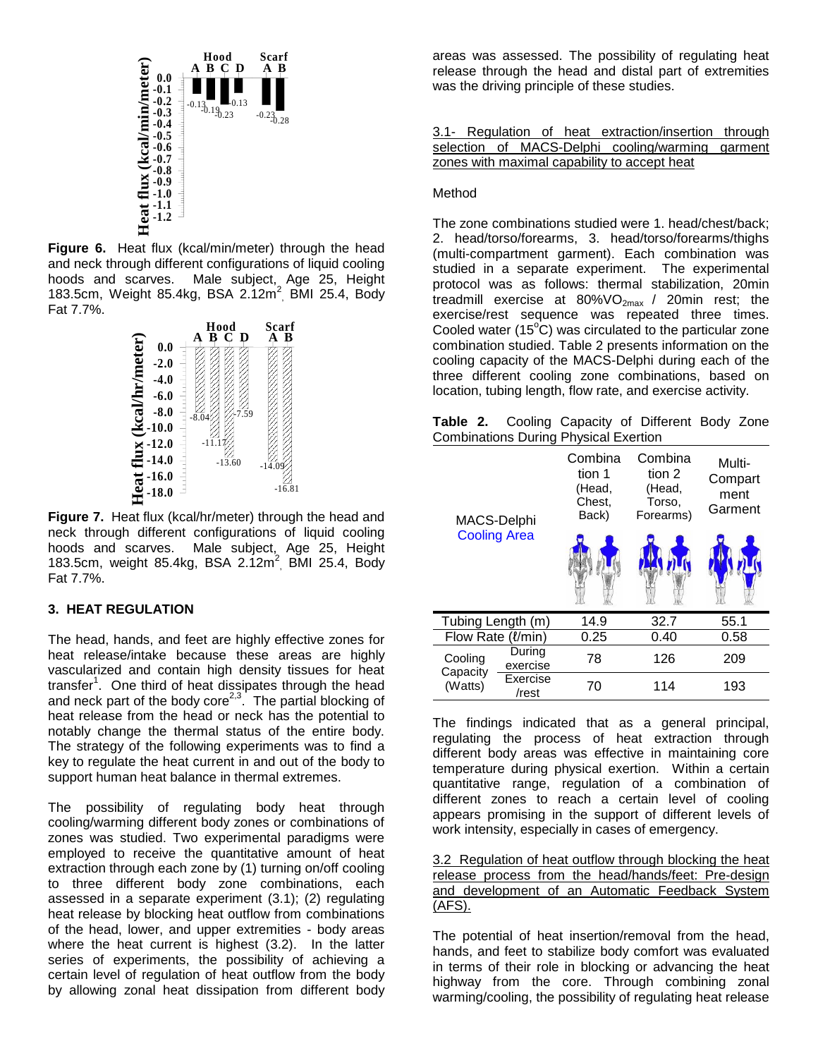Hood
A B C D

Scarf
A B

Heat flux (kcal/min/meter)

0.0
-0.1
-0.2
-0.3
-0.4
-0.5
-0.6
-0.7
-0.8
-0.9
-1.0
-1.1
-1.2

-0.13
-0.19
-0.23
-0.13
-0.23
-0.28

**Figure 6.** Heat flux (kcal/min/meter) through the head and neck through different configurations of liquid cooling hoods and scarves. Male subject, Age 25, Height 183.5cm, Weight 85.4kg, BSA 2.12m$^2$, BMI 25.4, Body Fat 7.7%.

Hood
A B C D

Scarf
A B

Heat flux (kcal/hr/meter)

0.0
-2.0
-4.0
-6.0
-8.0
-10.0
-12.0
-14.0
-16.0
-18.0

-8.04
-11.17
-13.60
-7.59
-14.09
-16.81

**Figure 7.** Heat flux (kcal/hr/meter) through the head and neck through different configurations of liquid cooling hoods and scarves. Male subject, Age 25, Height 183.5cm, weight 85.4kg, BSA 2.12m$^2$, BMI 25.4, Body Fat 7.7%.

## 3. HEAT REGULATION

The head, hands, and feet are highly effective zones for heat release/intake because these areas are highly vascularized and contain high density tissues for heat transfer[1]. One third of heat dissipates through the head and neck part of the body core[2,3]. The partial blocking of heat release from the head or neck has the potential to notably change the thermal status of the entire body. The strategy of the following experiments was to find a key to regulate the heat current in and out of the body to support human heat balance in thermal extremes.

The possibility of regulating body heat through cooling/warming different body zones or combinations of zones was studied. Two experimental paradigms were employed to receive the quantitative amount of heat extraction through each zone by (1) turning on/off cooling to three different body zone combinations, each assessed in a separate experiment (3.1); (2) regulating heat release by blocking heat outflow from combinations of the head, lower, and upper extremities - body areas where the heat current is highest (3.2). In the latter series of experiments, the possibility of achieving a certain level of regulation of heat outflow from the body by allowing zonal heat dissipation from different body areas was assessed. The possibility of regulating heat release through the head and distal part of extremities was the driving principle of these studies.

### 3.1- Regulation of heat extraction/insertion through selection of MACS-Delphi cooling/warming garment zones with maximal capability to accept heat

Method

The zone combinations studied were 1. head/chest/back; 2. head/torso/forearms, 3. head/torso/forearms/thighs (multi-compartment garment). Each combination was studied in a separate experiment. The experimental protocol was as follows: thermal stabilization, 20min treadmill exercise at 80%$VO_{2max}$ / 20min rest; the exercise/rest sequence was repeated three times. Cooled water (15$^o$C) was circulated to the particular zone combination studied. Table 2 presents information on the cooling capacity of the MACS-Delphi during each of the three different cooling zone combinations, based on location, tubing length, flow rate, and exercise activity.

**Table 2.** Cooling Capacity of Different Body Zone Combinations During Physical Exertion

| MACS-Delphi Cooling Area | | Combination 1 (Head, Chest, Back) | Combination 2 (Head, Torso, Forearms) | Multi-Compartment Garment |
|---|---|---|---|---|
| Tubing Length (m) | | 14.9 | 32.7 | 55.1 |
| Flow Rate (ℓ/min) | | 0.25 | 0.40 | 0.58 |
| Cooling Capacity (Watts) | During exercise | 78 | 126 | 209 |
| | Exercise /rest | 70 | 114 | 193 |

The findings indicated that as a general principal, regulating the process of heat extraction through different body areas was effective in maintaining core temperature during physical exertion. Within a certain quantitative range, regulation of a combination of different zones to reach a certain level of cooling appears promising in the support of different levels of work intensity, especially in cases of emergency.

### 3.2 Regulation of heat outflow through blocking the heat release process from the head/hands/feet: Pre-design and development of an Automatic Feedback System (AFS).

The potential of heat insertion/removal from the head, hands, and feet to stabilize body comfort was evaluated in terms of their role in blocking or advancing the heat highway from the core. Through combining zonal warming/cooling, the possibility of regulating heat release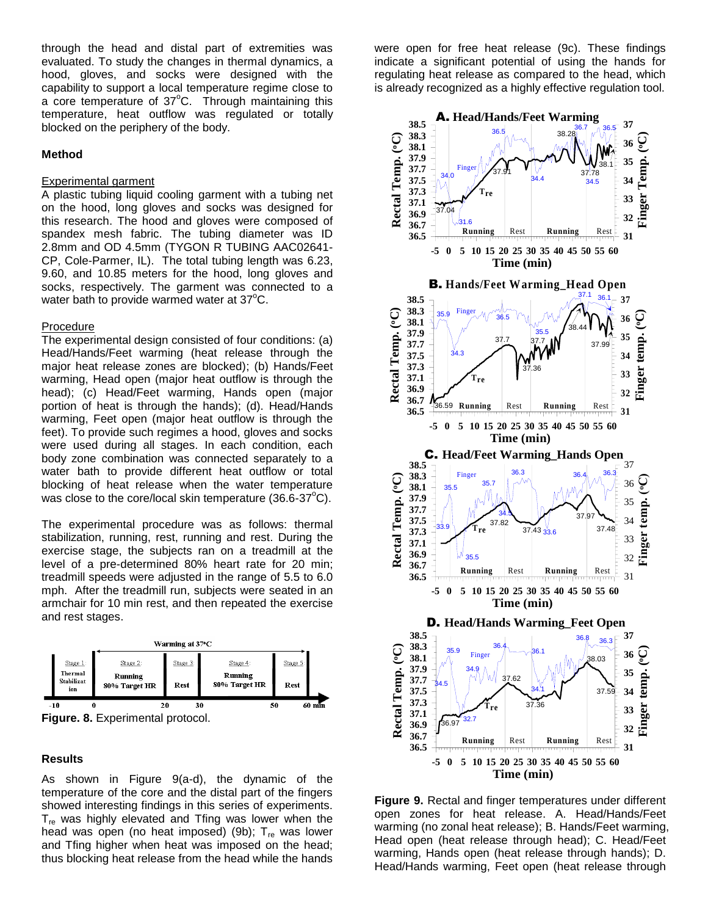through the head and distal part of extremities was evaluated. To study the changes in thermal dynamics, a hood, gloves, and socks were designed with the capability to support a local temperature reign close to a core temperature of 37°C. Through maintaining this temperature, heat outflow was regulated or totally blocked on the periphery of the body.

## Method

Experimental garment

A plastic tubing liquid cooling garment with a tubing net on the hood, long gloves and socks was designed for this research. The hood and gloves were composed of spandex mesh fabric. The tubing diameter was ID 2.8mm and OD 4.5mm (TYGON R TUBING AAC02641-CP, Cole-Parmer, IL). The total tubing length was 6.23, 9.60, and 10.85 meters for the hood, long gloves and socks, respectively. The garment was connected to a water bath to provide warmed water at 37°C.

Procedure

The experimental design consisted of four conditions: (a) Head/Hands/Feet warming (heat release through the major heat release zones are blocked); (b) Hands/Feet warming, Head open (major heat outflow is through the head); (c) Head/Feet warming, Hands open (major portion of heat is through the hands); (d). Head/Hands warming, Feet open (major heat outflow is through the feet). To provide such regimes a hood, gloves and socks were used during all stages. In each condition, each body zone combination was connected separately to a water bath to provide different heat outflow or total blocking of heat release when the water temperature was close to the core/local skin temperature (36.6-37°C).

The experimental procedure was as follows: thermal stabilization, running, rest, running and rest. During the exercise stage, the subjects ran on a treadmill at the level of a pre-determined 80% heart rate for 20 min; treadmill speeds were adjusted in the range of 5.5 to 6.0 mph. After the treadmill run, subjects were seated in an armchair for 10 min rest, and then repeated the exercise and rest stages.

Warming at 37°C

Stage 1: Thermal Stabilization
Stage 2: Running 80% Target HR
Stage 3: Rest
Stage 4: Running 80% Target HR
Stage 5: Rest

-10 0 20 30 50 60 min

**Figure. 8.** Experimental protocol.

## Results

As shown in Figure 9(a-d), the dynamic of the temperature of the core and the distal part of the fingers showed interesting findings in this series of experiments. $T_{re}$ was highly elevated and Tfing was lower when the head was open (no heat imposed) (9b); $T_{re}$ was lower and Tfing higher when heat was imposed on the head; thus blocking heat release from the head while the hands were open for free heat release (9c). These findings indicate a significant potential of using the hands for regulating heat release as compared to the head, which is already recognized as a highly effective regulation tool.

**A.** Head/Hands/Feet Warming

**B.** Hands/Feet Warming_Head Open

**C.** Head/Feet Warming_Hands Open

**D.** Head/Hands Warming_Feet Open

Rectal Temp. (°C) — Finger Temp. (°C) — Time (min) — Running, Rest, Running, Rest

**Figure 9.** Rectal and finger temperatures under different open zones for heat release. A. Head/Hands/Feet warming (no zonal heat release); B. Hands/Feet warming, Head open (heat release through head); C. Head/Feet warming, Hands open (heat release through hands); D. Head/Hands warming, Feet open (heat release through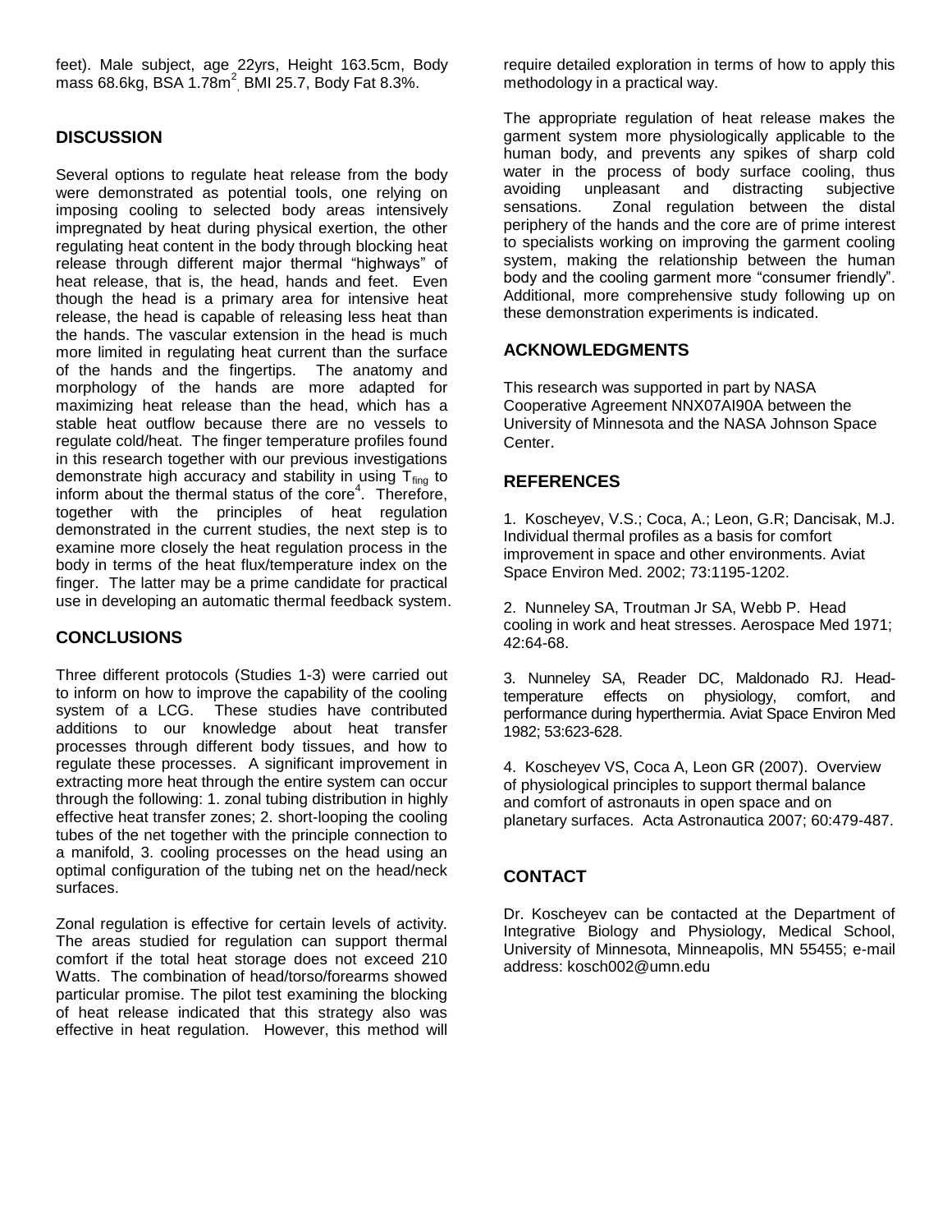feet). Male subject, age 22yrs, Height 163.5cm, Body mass 68.6kg, BSA 1.78m$^2$, BMI 25.7, Body Fat 8.3%.

## DISCUSSION

Several options to regulate heat release from the body were demonstrated as potential tools, one relying on imposing cooling to selected body areas intensively impregnated by heat during physical exertion, the other regulating heat content in the body through blocking heat release through different major thermal "highways" of heat release, that is, the head, hands and feet. Even though the head is a primary area for intensive heat release, the head is capable of releasing less heat than the hands. The vascular extension in the head is much more limited in regulating heat current than the surface of the hands and the fingertips. The anatomy and morphology of the hands are more adapted for maximizing heat release than the head, which has a stable heat outflow because there are no vessels to regulate cold/heat. The finger temperature profiles found in this research together with our previous investigations demonstrate high accuracy and stability in using $T_{fing}$ to inform about the thermal status of the core[4]. Therefore, together with the principles of heat regulation demonstrated in the current studies, the next step is to examine more closely the heat regulation process in the body in terms of the heat flux/temperature index on the finger. The latter may be a prime candidate for practical use in developing an automatic thermal feedback system.

## CONCLUSIONS

Three different protocols (Studies 1-3) were carried out to inform on how to improve the capability of the cooling system of a LCG. These studies have contributed additions to our knowledge about heat transfer processes through different body tissues, and how to regulate these processes. A significant improvement in extracting more heat through the entire system can occur through the following: 1. zonal tubing distribution in highly effective heat transfer zones; 2. short-looping the cooling tubes of the net together with the principle connection to a manifold, 3. cooling processes on the head using an optimal configuration of the tubing net on the head/neck surfaces.

Zonal regulation is effective for certain levels of activity. The areas studied for regulation can support thermal comfort if the total heat storage does not exceed 210 Watts. The combination of head/torso/forearms showed particular promise. The pilot test examining the blocking of heat release indicated that this strategy also was effective in heat regulation. However, this method will require detailed exploration in terms of how to apply this methodology in a practical way.

The appropriate regulation of heat release makes the garment system more physiologically applicable to the human body, and prevents any spikes of sharp cold water in the process of body surface cooling, thus avoiding unpleasant and distracting subjective sensations. Zonal regulation between the distal periphery of the hands and the core are of prime interest to specialists working on improving the garment cooling system, making the relationship between the human body and the cooling garment more "consumer friendly". Additional, more comprehensive study following up on these demonstration experiments is indicated.

## ACKNOWLEDGMENTS

This research was supported in part by NASA Cooperative Agreement NNX07AI90A between the University of Minnesota and the NASA Johnson Space Center.

## REFERENCES

1. Koscheyev, V.S.; Coca, A.; Leon, G.R; Dancisak, M.J. Individual thermal profiles as a basis for comfort improvement in space and other environments. Aviat Space Environ Med. 2002; 73:1195-1202.

2. Nunneley SA, Troutman Jr SA, Webb P. Head cooling in work and heat stresses. Aerospace Med 1971; 42:64-68.

3. Nunneley SA, Reader DC, Maldonado RJ. Head-temperature effects on physiology, comfort, and performance during hyperthermia. Aviat Space Environ Med 1982; 53:623-628.

4. Koscheyev VS, Coca A, Leon GR (2007). Overview of physiological principles to support thermal balance and comfort of astronauts in open space and on planetary surfaces. Acta Astronautica 2007; 60:479-487.

## CONTACT

Dr. Koscheyev can be contacted at the Department of Integrative Biology and Physiology, Medical School, University of Minnesota, Minneapolis, MN 55455; e-mail address: kosch002@umn.edu